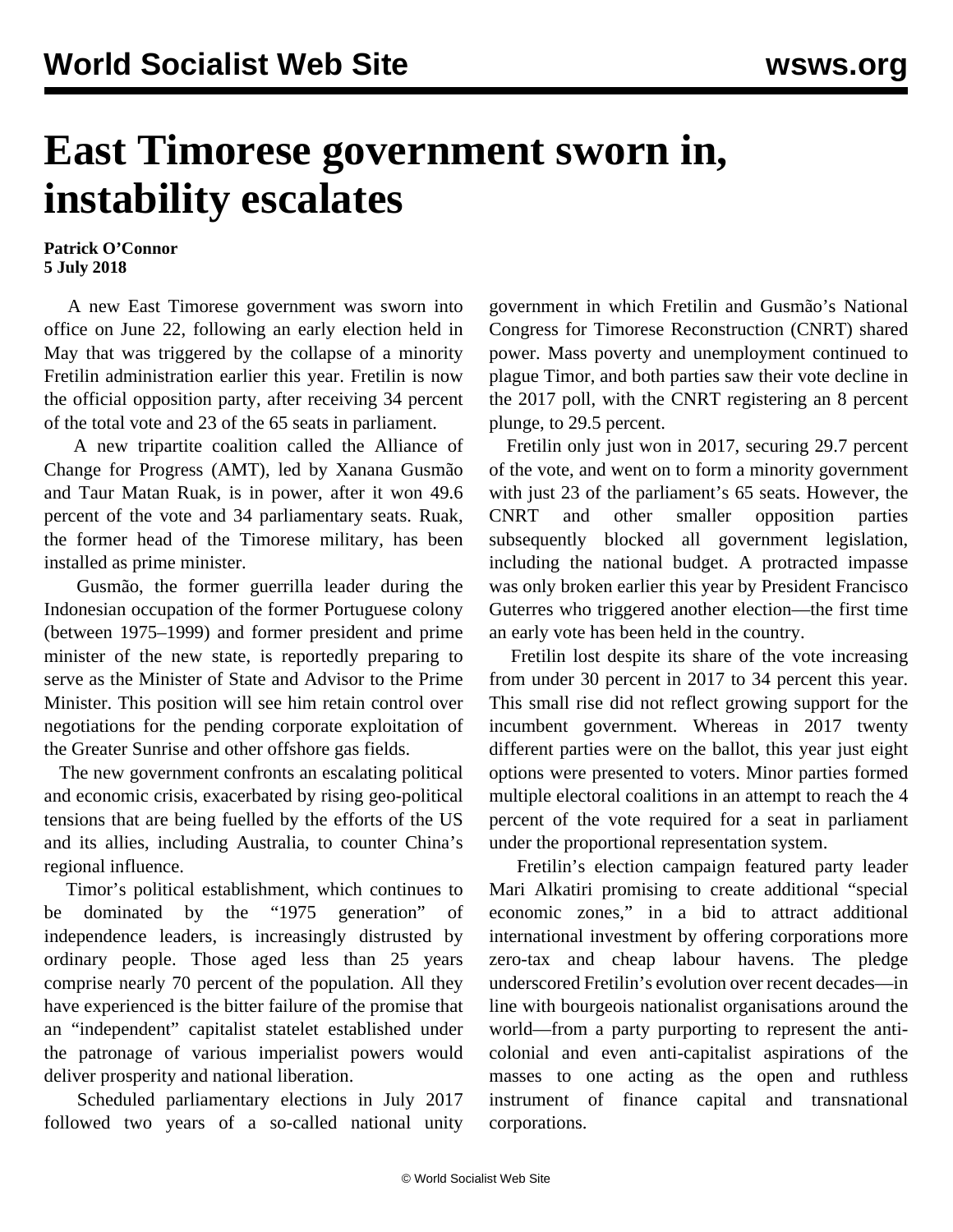# East Timorese government sworn in, instability escalates

**Patrick O'Connor**
**5 July 2018**

A new East Timorese government was sworn into office on June 22, following an early election held in May that was triggered by the collapse of a minority Fretilin administration earlier this year. Fretilin is now the official opposition party, after receiving 34 percent of the total vote and 23 of the 65 seats in parliament.

A new tripartite coalition called the Alliance of Change for Progress (AMT), led by Xanana Gusmão and Taur Matan Ruak, is in power, after it won 49.6 percent of the vote and 34 parliamentary seats. Ruak, the former head of the Timorese military, has been installed as prime minister.

Gusmão, the former guerrilla leader during the Indonesian occupation of the former Portuguese colony (between 1975–1999) and former president and prime minister of the new state, is reportedly preparing to serve as the Minister of State and Advisor to the Prime Minister. This position will see him retain control over negotiations for the pending corporate exploitation of the Greater Sunrise and other offshore gas fields.

The new government confronts an escalating political and economic crisis, exacerbated by rising geo-political tensions that are being fuelled by the efforts of the US and its allies, including Australia, to counter China's regional influence.

Timor's political establishment, which continues to be dominated by the "1975 generation" of independence leaders, is increasingly distrusted by ordinary people. Those aged less than 25 years comprise nearly 70 percent of the population. All they have experienced is the bitter failure of the promise that an "independent" capitalist statelet established under the patronage of various imperialist powers would deliver prosperity and national liberation.

Scheduled parliamentary elections in July 2017 followed two years of a so-called national unity government in which Fretilin and Gusmão's National Congress for Timorese Reconstruction (CNRT) shared power. Mass poverty and unemployment continued to plague Timor, and both parties saw their vote decline in the 2017 poll, with the CNRT registering an 8 percent plunge, to 29.5 percent.

Fretilin only just won in 2017, securing 29.7 percent of the vote, and went on to form a minority government with just 23 of the parliament's 65 seats. However, the CNRT and other smaller opposition parties subsequently blocked all government legislation, including the national budget. A protracted impasse was only broken earlier this year by President Francisco Guterres who triggered another election—the first time an early vote has been held in the country.

Fretilin lost despite its share of the vote increasing from under 30 percent in 2017 to 34 percent this year. This small rise did not reflect growing support for the incumbent government. Whereas in 2017 twenty different parties were on the ballot, this year just eight options were presented to voters. Minor parties formed multiple electoral coalitions in an attempt to reach the 4 percent of the vote required for a seat in parliament under the proportional representation system.

Fretilin's election campaign featured party leader Mari Alkatiri promising to create additional "special economic zones," in a bid to attract additional international investment by offering corporations more zero-tax and cheap labour havens. The pledge underscored Fretilin's evolution over recent decades—in line with bourgeois nationalist organisations around the world—from a party purporting to represent the anti-colonial and even anti-capitalist aspirations of the masses to one acting as the open and ruthless instrument of finance capital and transnational corporations.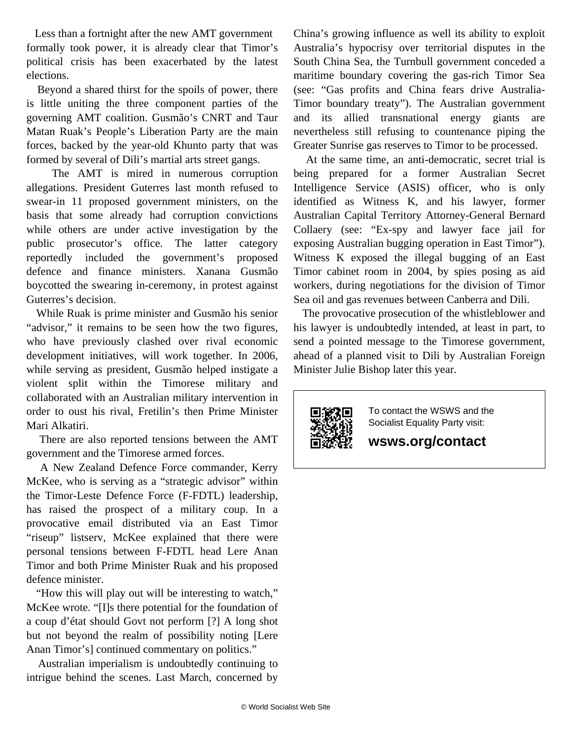Less than a fortnight after the new AMT government formally took power, it is already clear that Timor's political crisis has been exacerbated by the latest elections.

Beyond a shared thirst for the spoils of power, there is little uniting the three component parties of the governing AMT coalition. Gusmão's CNRT and Taur Matan Ruak's People's Liberation Party are the main forces, backed by the year-old Khunto party that was formed by several of Dili's martial arts street gangs.

The AMT is mired in numerous corruption allegations. President Guterres last month refused to swear-in 11 proposed government ministers, on the basis that some already had corruption convictions while others are under active investigation by the public prosecutor's office. The latter category reportedly included the government's proposed defence and finance ministers. Xanana Gusmão boycotted the swearing in-ceremony, in protest against Guterres's decision.

While Ruak is prime minister and Gusmão his senior "advisor," it remains to be seen how the two figures, who have previously clashed over rival economic development initiatives, will work together. In 2006, while serving as president, Gusmão helped instigate a violent split within the Timorese military and collaborated with an Australian military intervention in order to oust his rival, Fretilin's then Prime Minister Mari Alkatiri.

There are also reported tensions between the AMT government and the Timorese armed forces.

A New Zealand Defence Force commander, Kerry McKee, who is serving as a "strategic advisor" within the Timor-Leste Defence Force (F-FDTL) leadership, has raised the prospect of a military coup. In a provocative email distributed via an East Timor "riseup" listserv, McKee explained that there were personal tensions between F-FDTL head Lere Anan Timor and both Prime Minister Ruak and his proposed defence minister.

"How this will play out will be interesting to watch," McKee wrote. "[I]s there potential for the foundation of a coup d'état should Govt not perform [?] A long shot but not beyond the realm of possibility noting [Lere Anan Timor's] continued commentary on politics."

Australian imperialism is undoubtedly continuing to intrigue behind the scenes. Last March, concerned by China's growing influence as well its ability to exploit Australia's hypocrisy over territorial disputes in the South China Sea, the Turnbull government conceded a maritime boundary covering the gas-rich Timor Sea (see: "Gas profits and China fears drive Australia-Timor boundary treaty"). The Australian government and its allied transnational energy giants are nevertheless still refusing to countenance piping the Greater Sunrise gas reserves to Timor to be processed.

At the same time, an anti-democratic, secret trial is being prepared for a former Australian Secret Intelligence Service (ASIS) officer, who is only identified as Witness K, and his lawyer, former Australian Capital Territory Attorney-General Bernard Collaery (see: "Ex-spy and lawyer face jail for exposing Australian bugging operation in East Timor"). Witness K exposed the illegal bugging of an East Timor cabinet room in 2004, by spies posing as aid workers, during negotiations for the division of Timor Sea oil and gas revenues between Canberra and Dili.

The provocative prosecution of the whistleblower and his lawyer is undoubtedly intended, at least in part, to send a pointed message to the Timorese government, ahead of a planned visit to Dili by Australian Foreign Minister Julie Bishop later this year.

To contact the WSWS and the Socialist Equality Party visit:

**wsws.org/contact**